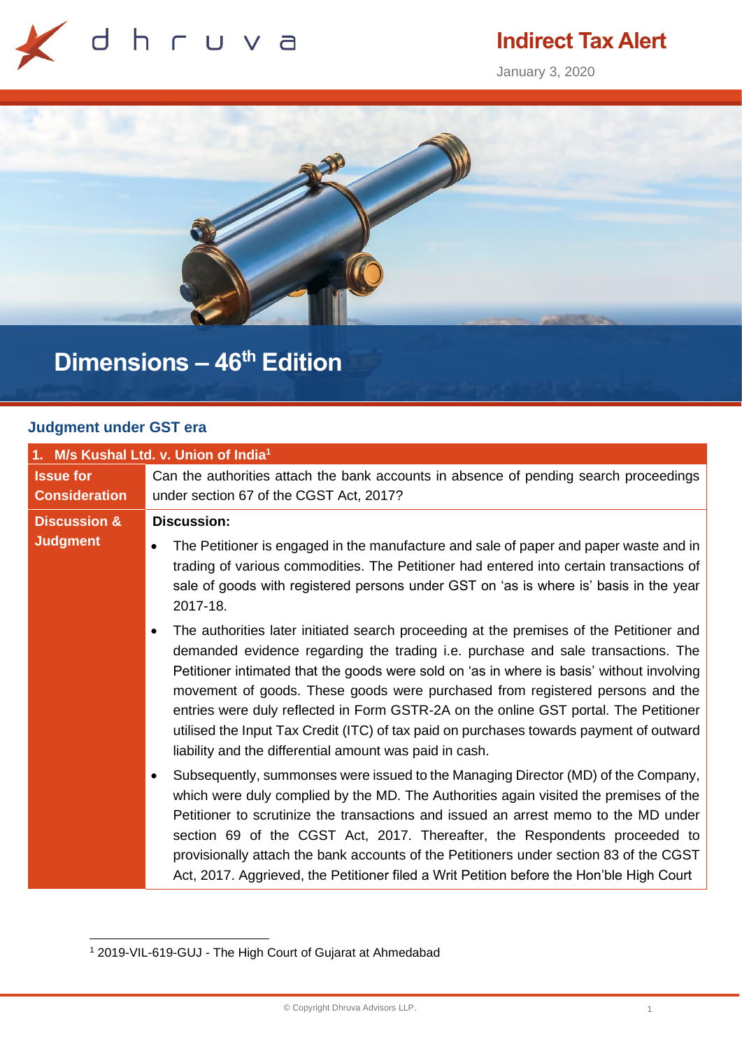# Indirect Tax Alert

January 3, 2020

# Dimensions – 46th Edition

## Judgment under GST era

| 1. M/s Kushal Ltd. v. Union of India[1] | |
|---|---|
| **Issue for Consideration** | Can the authorities attach the bank accounts in absence of pending search proceedings under section 67 of the CGST Act, 2017? |
| **Discussion & Judgment** | **Discussion:**<br>• The Petitioner is engaged in the manufacture and sale of paper and paper waste and in trading of various commodities. The Petitioner had entered into certain transactions of sale of goods with registered persons under GST on 'as is where is' basis in the year 2017-18.<br>• The authorities later initiated search proceeding at the premises of the Petitioner and demanded evidence regarding the trading i.e. purchase and sale transactions. The Petitioner intimated that the goods were sold on 'as in where is basis' without involving movement of goods. These goods were purchased from registered persons and the entries were duly reflected in Form GSTR-2A on the online GST portal. The Petitioner utilised the Input Tax Credit (ITC) of tax paid on purchases towards payment of outward liability and the differential amount was paid in cash.<br>• Subsequently, summonses were issued to the Managing Director (MD) of the Company, which were duly complied by the MD. The Authorities again visited the premises of the Petitioner to scrutinize the transactions and issued an arrest memo to the MD under section 69 of the CGST Act, 2017. Thereafter, the Respondents proceeded to provisionally attach the bank accounts of the Petitioners under section 83 of the CGST Act, 2017. Aggrieved, the Petitioner filed a Writ Petition before the Hon'ble High Court |

[1] 2019-VIL-619-GUJ - The High Court of Gujarat at Ahmedabad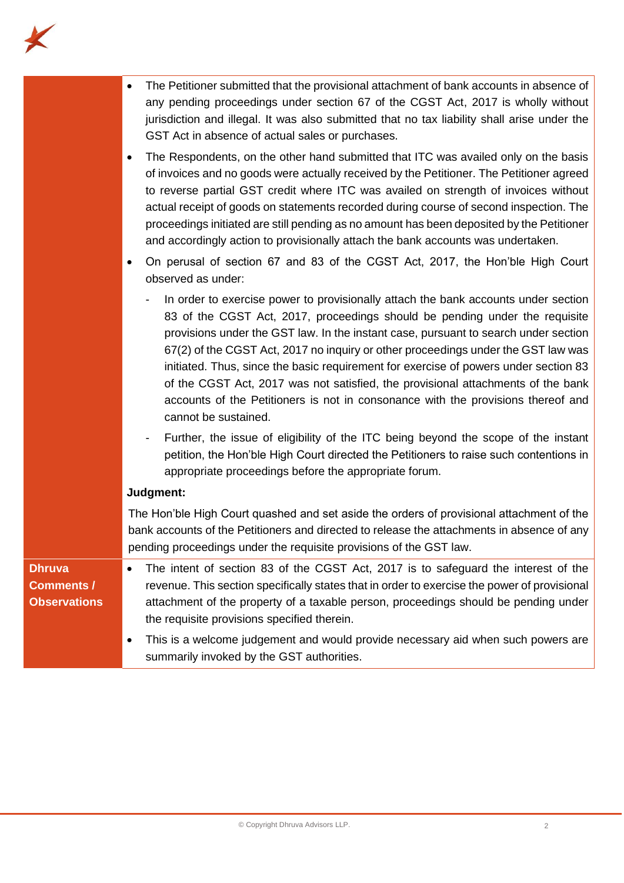| | |
|---|---|
| | • The Petitioner submitted that the provisional attachment of bank accounts in absence of any pending proceedings under section 67 of the CGST Act, 2017 is wholly without jurisdiction and illegal. It was also submitted that no tax liability shall arise under the GST Act in absence of actual sales or purchases.<br><br>• The Respondents, on the other hand submitted that ITC was availed only on the basis of invoices and no goods were actually received by the Petitioner. The Petitioner agreed to reverse partial GST credit where ITC was availed on strength of invoices without actual receipt of goods on statements recorded during course of second inspection. The proceedings initiated are still pending as no amount has been deposited by the Petitioner and accordingly action to provisionally attach the bank accounts was undertaken.<br><br>• On perusal of section 67 and 83 of the CGST Act, 2017, the Hon'ble High Court observed as under:<br><br>- In order to exercise power to provisionally attach the bank accounts under section 83 of the CGST Act, 2017, proceedings should be pending under the requisite provisions under the GST law. In the instant case, pursuant to search under section 67(2) of the CGST Act, 2017 no inquiry or other proceedings under the GST law was initiated. Thus, since the basic requirement for exercise of powers under section 83 of the CGST Act, 2017 was not satisfied, the provisional attachments of the bank accounts of the Petitioners is not in consonance with the provisions thereof and cannot be sustained.<br><br>- Further, the issue of eligibility of the ITC being beyond the scope of the instant petition, the Hon'ble High Court directed the Petitioners to raise such contentions in appropriate proceedings before the appropriate forum.<br><br>**Judgment:**<br><br>The Hon'ble High Court quashed and set aside the orders of provisional attachment of the bank accounts of the Petitioners and directed to release the attachments in absence of any pending proceedings under the requisite provisions of the GST law. |
| **Dhruva Comments / Observations** | • The intent of section 83 of the CGST Act, 2017 is to safeguard the interest of the revenue. This section specifically states that in order to exercise the power of provisional attachment of the property of a taxable person, proceedings should be pending under the requisite provisions specified therein.<br><br>• This is a welcome judgement and would provide necessary aid when such powers are summarily invoked by the GST authorities. |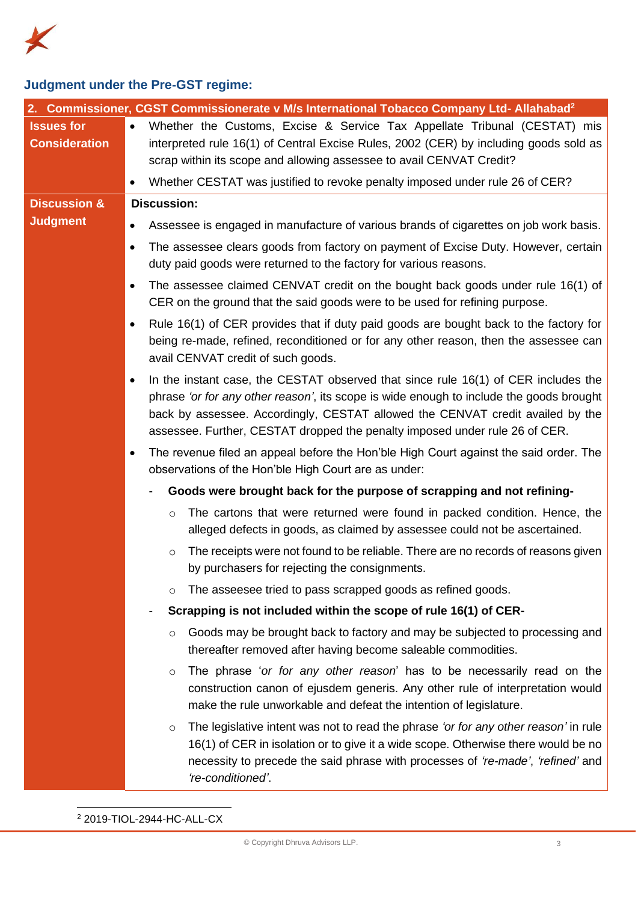## Judgment under the Pre-GST regime:

**2. Commissioner, CGST Commissionerate v M/s International Tobacco Company Ltd- Allahabad[2]**

| | |
|---|---|
| **Issues for Consideration** | • Whether the Customs, Excise & Service Tax Appellate Tribunal (CESTAT) mis interpreted rule 16(1) of Central Excise Rules, 2002 (CER) by including goods sold as scrap within its scope and allowing assessee to avail CENVAT Credit?<br>• Whether CESTAT was justified to revoke penalty imposed under rule 26 of CER? |
| **Discussion & Judgment** | **Discussion:**<br>• Assessee is engaged in manufacture of various brands of cigarettes on job work basis.<br>• The assessee clears goods from factory on payment of Excise Duty. However, certain duty paid goods were returned to the factory for various reasons.<br>• The assessee claimed CENVAT credit on the bought back goods under rule 16(1) of CER on the ground that the said goods were to be used for refining purpose.<br>• Rule 16(1) of CER provides that if duty paid goods are bought back to the factory for being re-made, refined, reconditioned or for any other reason, then the assessee can avail CENVAT credit of such goods.<br>• In the instant case, the CESTAT observed that since rule 16(1) of CER includes the phrase *'or for any other reason'*, its scope is wide enough to include the goods brought back by assessee. Accordingly, CESTAT allowed the CENVAT credit availed by the assessee. Further, CESTAT dropped the penalty imposed under rule 26 of CER.<br>• The revenue filed an appeal before the Hon'ble High Court against the said order. The observations of the Hon'ble High Court are as under:<br>- **Goods were brought back for the purpose of scrapping and not refining-**<br>○ The cartons that were returned were found in packed condition. Hence, the alleged defects in goods, as claimed by assessee could not be ascertained.<br>○ The receipts were not found to be reliable. There are no records of reasons given by purchasers for rejecting the consignments.<br>○ The asseesee tried to pass scrapped goods as refined goods.<br>- **Scrapping is not included within the scope of rule 16(1) of CER-**<br>○ Goods may be brought back to factory and may be subjected to processing and thereafter removed after having become saleable commodities.<br>○ The phrase '*or for any other reason*' has to be necessarily read on the construction canon of ejusdem generis. Any other rule of interpretation would make the rule unworkable and defeat the intention of legislature.<br>○ The legislative intent was not to read the phrase *'or for any other reason'* in rule 16(1) of CER in isolation or to give it a wide scope. Otherwise there would be no necessity to precede the said phrase with processes of *'re-made'*, *'refined'* and *'re-conditioned'*. |

[2] 2019-TIOL-2944-HC-ALL-CX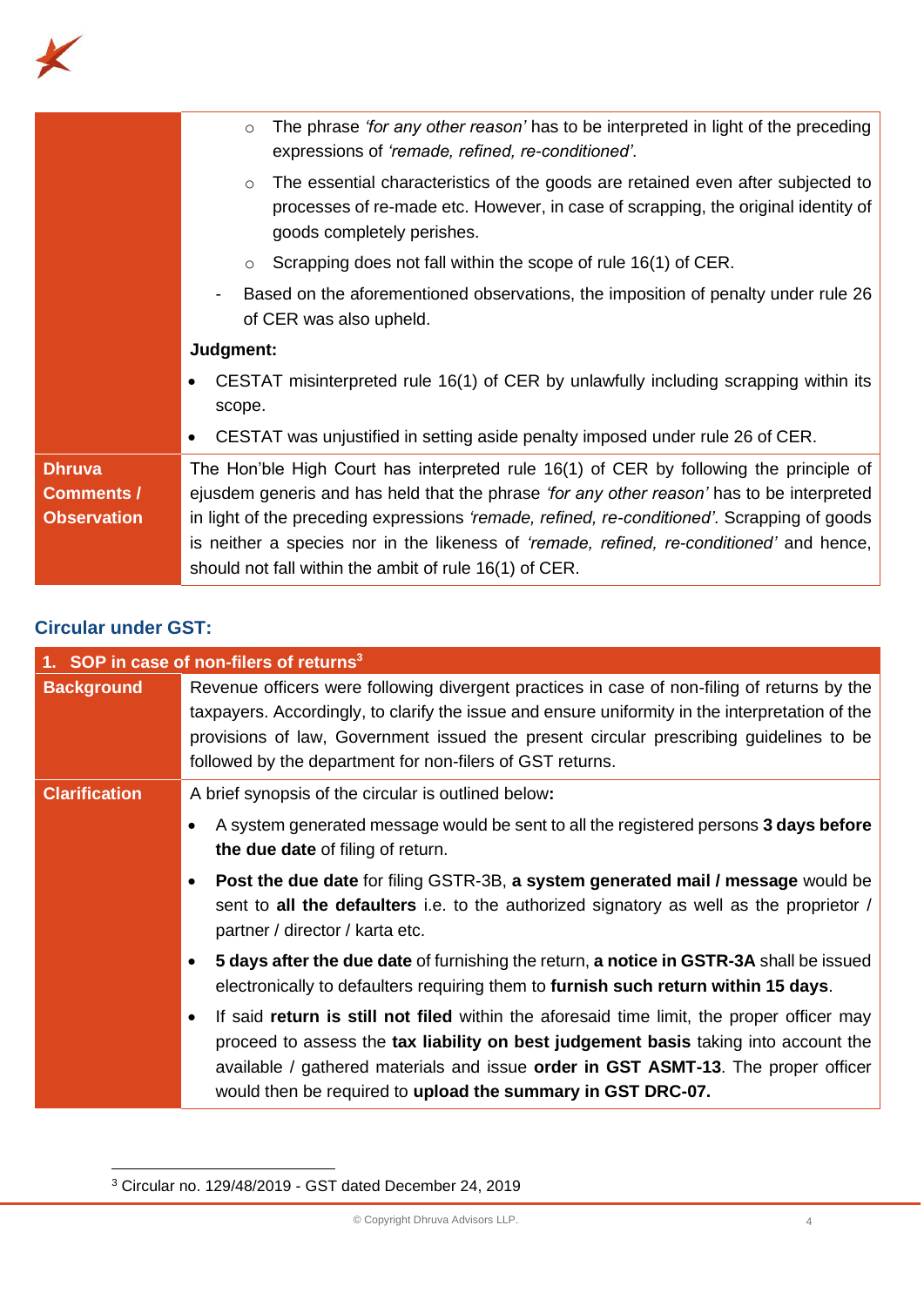| | |
|---|---|
| | ○ The phrase *'for any other reason'* has to be interpreted in light of the preceding expressions of *'remade, refined, re-conditioned'*.<br>○ The essential characteristics of the goods are retained even after subjected to processes of re-made etc. However, in case of scrapping, the original identity of goods completely perishes.<br>○ Scrapping does not fall within the scope of rule 16(1) of CER.<br>- Based on the aforementioned observations, the imposition of penalty under rule 26 of CER was also upheld.<br>**Judgment:**<br>• CESTAT misinterpreted rule 16(1) of CER by unlawfully including scrapping within its scope.<br>• CESTAT was unjustified in setting aside penalty imposed under rule 26 of CER. |
| **Dhruva Comments / Observation** | The Hon'ble High Court has interpreted rule 16(1) of CER by following the principle of ejusdem generis and has held that the phrase *'for any other reason'* has to be interpreted in light of the preceding expressions *'remade, refined, re-conditioned'*. Scrapping of goods is neither a species nor in the likeness of *'remade, refined, re-conditioned'* and hence, should not fall within the ambit of rule 16(1) of CER. |

## Circular under GST:

| **1. SOP in case of non-filers of returns[3]** | |
|---|---|
| **Background** | Revenue officers were following divergent practices in case of non-filing of returns by the taxpayers. Accordingly, to clarify the issue and ensure uniformity in the interpretation of the provisions of law, Government issued the present circular prescribing guidelines to be followed by the department for non-filers of GST returns. |
| **Clarification** | A brief synopsis of the circular is outlined below**:**<br>• A system generated message would be sent to all the registered persons **3 days before the due date** of filing of return.<br>• **Post the due date** for filing GSTR-3B, **a system generated mail / message** would be sent to **all the defaulters** i.e. to the authorized signatory as well as the proprietor / partner / director / karta etc.<br>• **5 days after the due date** of furnishing the return, **a notice in GSTR-3A** shall be issued electronically to defaulters requiring them to **furnish such return within 15 days**.<br>• If said **return is still not filed** within the aforesaid time limit, the proper officer may proceed to assess the **tax liability on best judgement basis** taking into account the available / gathered materials and issue **order in GST ASMT-13**. The proper officer would then be required to **upload the summary in GST DRC-07.** |

[3] Circular no. 129/48/2019 - GST dated December 24, 2019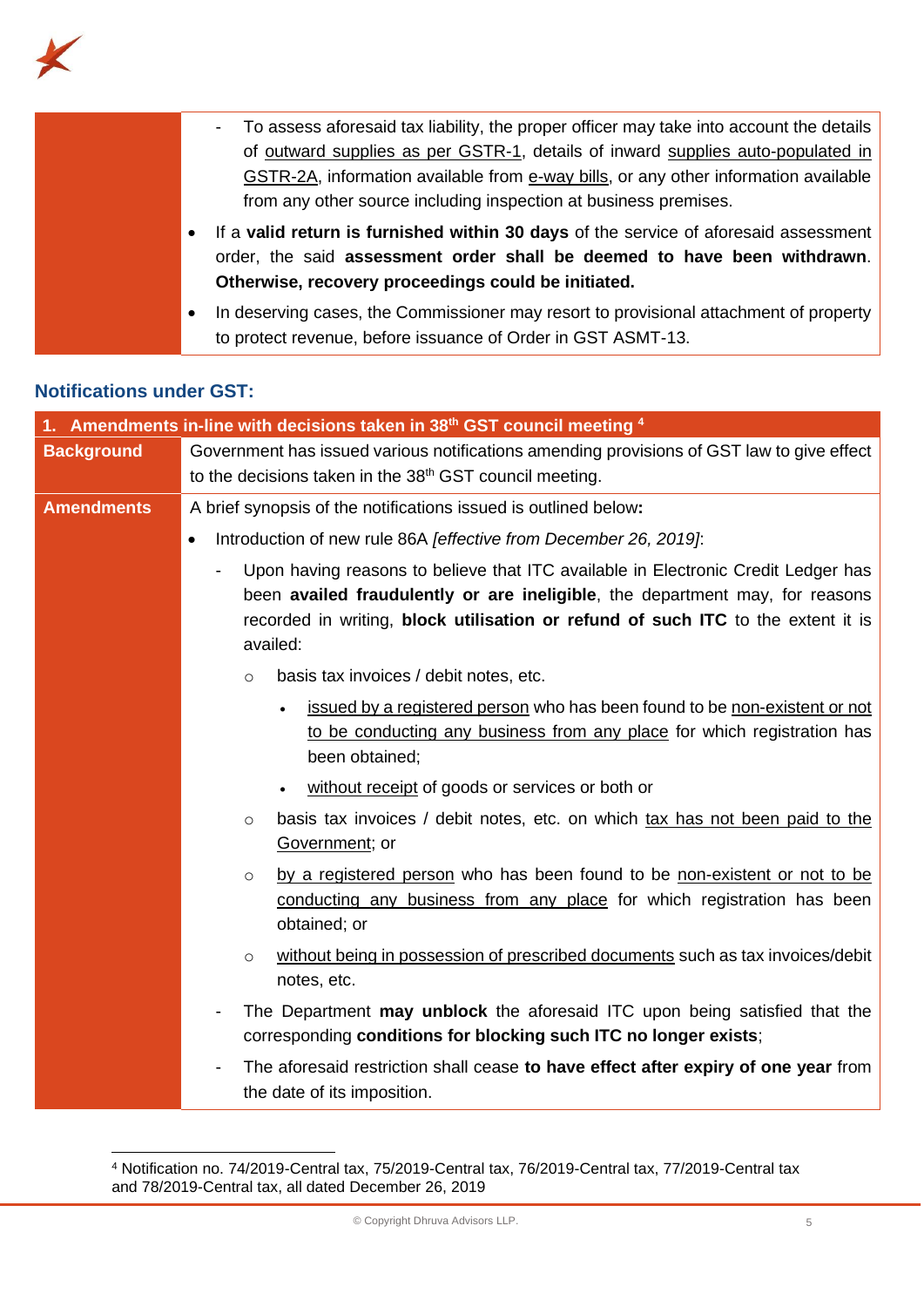| | |
|---|---|
| | - To assess aforesaid tax liability, the proper officer may take into account the details of outward supplies as per GSTR-1, details of inward supplies auto-populated in GSTR-2A, information available from e-way bills, or any other information available from any other source including inspection at business premises.<br>• If a **valid return is furnished within 30 days** of the service of aforesaid assessment order, the said **assessment order shall be deemed to have been withdrawn**. **Otherwise, recovery proceedings could be initiated.**<br>• In deserving cases, the Commissioner may resort to provisional attachment of property to protect revenue, before issuance of Order in GST ASMT-13. |

## Notifications under GST:

| **1. Amendments in-line with decisions taken in 38th GST council meeting [4]** | |
|---|---|
| **Background** | Government has issued various notifications amending provisions of GST law to give effect to the decisions taken in the 38th GST council meeting. |
| **Amendments** | A brief synopsis of the notifications issued is outlined below**:**<br>• Introduction of new rule 86A *[effective from December 26, 2019]*:<br>- Upon having reasons to believe that ITC available in Electronic Credit Ledger has been **availed fraudulently or are ineligible**, the department may, for reasons recorded in writing, **block utilisation or refund of such ITC** to the extent it is availed:<br>○ basis tax invoices / debit notes, etc.<br>• issued by a registered person who has been found to be non-existent or not to be conducting any business from any place for which registration has been obtained;<br>• without receipt of goods or services or both or<br>○ basis tax invoices / debit notes, etc. on which tax has not been paid to the Government; or<br>○ by a registered person who has been found to be non-existent or not to be conducting any business from any place for which registration has been obtained; or<br>○ without being in possession of prescribed documents such as tax invoices/debit notes, etc.<br>- The Department **may unblock** the aforesaid ITC upon being satisfied that the corresponding **conditions for blocking such ITC no longer exists**;<br>- The aforesaid restriction shall cease **to have effect after expiry of one year** from the date of its imposition. |

[4] Notification no. 74/2019-Central tax, 75/2019-Central tax, 76/2019-Central tax, 77/2019-Central tax and 78/2019-Central tax, all dated December 26, 2019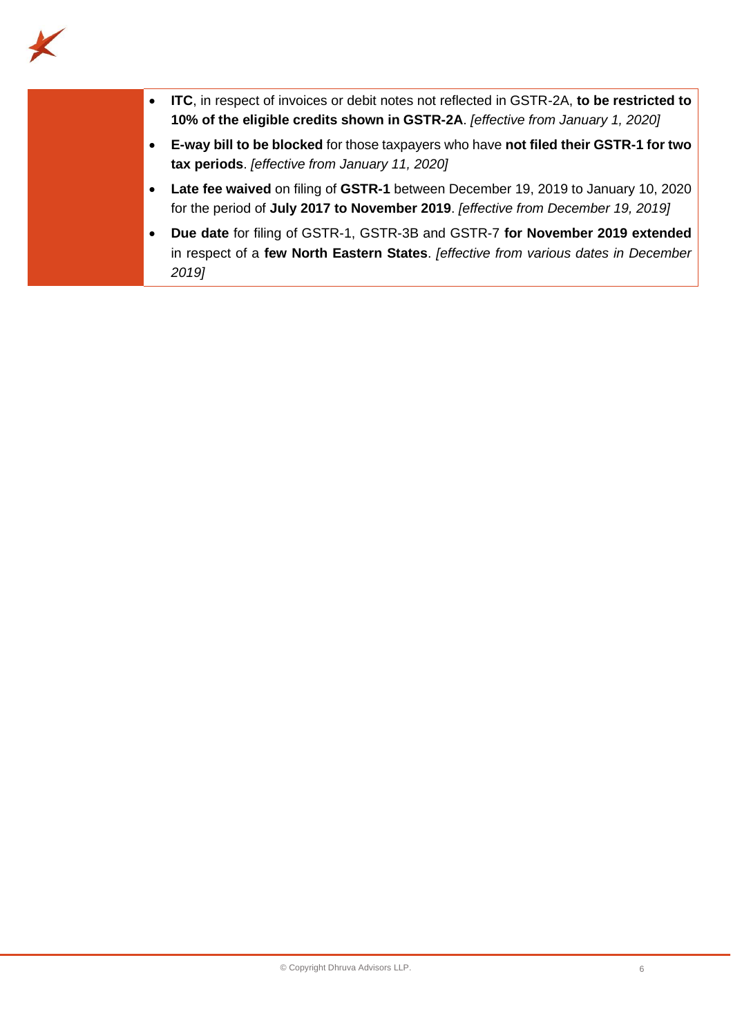- **ITC**, in respect of invoices or debit notes not reflected in GSTR-2A, **to be restricted to 10% of the eligible credits shown in GSTR-2A**. *[effective from January 1, 2020]*
- **E-way bill to be blocked** for those taxpayers who have **not filed their GSTR-1 for two tax periods**. *[effective from January 11, 2020]*
- **Late fee waived** on filing of **GSTR-1** between December 19, 2019 to January 10, 2020 for the period of **July 2017 to November 2019**. *[effective from December 19, 2019]*
- **Due date** for filing of GSTR-1, GSTR-3B and GSTR-7 **for November 2019 extended** in respect of a **few North Eastern States**. *[effective from various dates in December 2019]*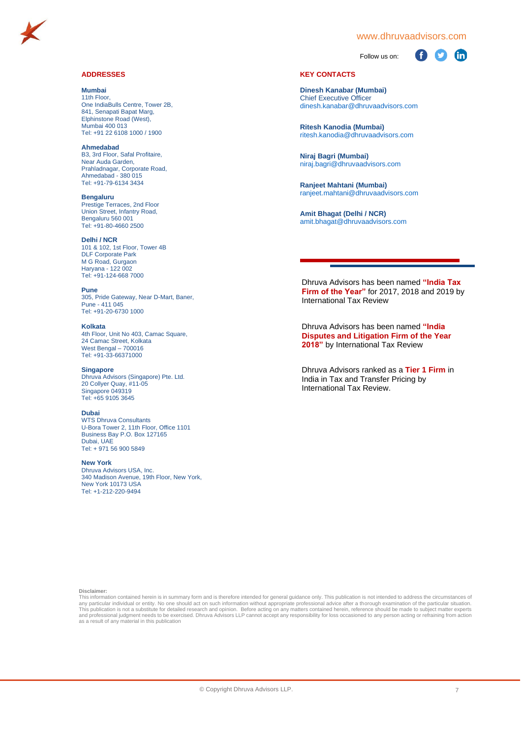www.dhruvaadvisors.com

Follow us on:

## ADDRESSES

**Mumbai**
11th Floor,
One IndiaBulls Centre, Tower 2B,
841, Senapati Bapat Marg,
Elphinstone Road (West),
Mumbai 400 013
Tel: +91 22 6108 1000 / 1900

**Ahmedabad**
B3, 3rd Floor, Safal Profitaire,
Near Auda Garden,
Prahladnagar, Corporate Road,
Ahmedabad - 380 015
Tel: +91-79-6134 3434

**Bengaluru**
Prestige Terraces, 2nd Floor
Union Street, Infantry Road,
Bengaluru 560 001
Tel: +91-80-4660 2500

**Delhi / NCR**
101 & 102, 1st Floor, Tower 4B
DLF Corporate Park
M G Road, Gurgaon
Haryana - 122 002
Tel: +91-124-668 7000

**Pune**
305, Pride Gateway, Near D-Mart, Baner,
Pune - 411 045
Tel: +91-20-6730 1000

**Kolkata**
4th Floor, Unit No 403, Camac Square,
24 Camac Street, Kolkata
West Bengal – 700016
Tel: +91-33-66371000

**Singapore**
Dhruva Advisors (Singapore) Pte. Ltd.
20 Collyer Quay, #11-05
Singapore 049319
Tel: +65 9105 3645

**Dubai**
WTS Dhruva Consultants
U-Bora Tower 2, 11th Floor, Office 1101
Business Bay P.O. Box 127165
Dubai, UAE
Tel: + 971 56 900 5849

**New York**
Dhruva Advisors USA, Inc.
340 Madison Avenue, 19th Floor, New York,
New York 10173 USA
Tel: +1-212-220-9494

## KEY CONTACTS

**Dinesh Kanabar (Mumbai)**
Chief Executive Officer
dinesh.kanabar@dhruvaadvisors.com

**Ritesh Kanodia (Mumbai)**
ritesh.kanodia@dhruvaadvisors.com

**Niraj Bagri (Mumbai)**
niraj.bagri@dhruvaadvisors.com

**Ranjeet Mahtani (Mumbai)**
ranjeet.mahtani@dhruvaadvisors.com

**Amit Bhagat (Delhi / NCR)**
amit.bhagat@dhruvaadvisors.com

Dhruva Advisors has been named **"India Tax Firm of the Year"** for 2017, 2018 and 2019 by International Tax Review

Dhruva Advisors has been named **"India Disputes and Litigation Firm of the Year 2018"** by International Tax Review

Dhruva Advisors ranked as a **Tier 1 Firm** in India in Tax and Transfer Pricing by International Tax Review.

**Disclaimer:**
This information contained herein is in summary form and is therefore intended for general guidance only. This publication is not intended to address the circumstances of any particular individual or entity. No one should act on such information without appropriate professional advice after a thorough examination of the particular situation. This publication is not a substitute for detailed research and opinion. Before acting on any matters contained herein, reference should be made to subject matter experts and professional judgment needs to be exercised. Dhruva Advisors LLP cannot accept any responsibility for loss occasioned to any person acting or refraining from action as a result of any material in this publication

© Copyright Dhruva Advisors LLP.